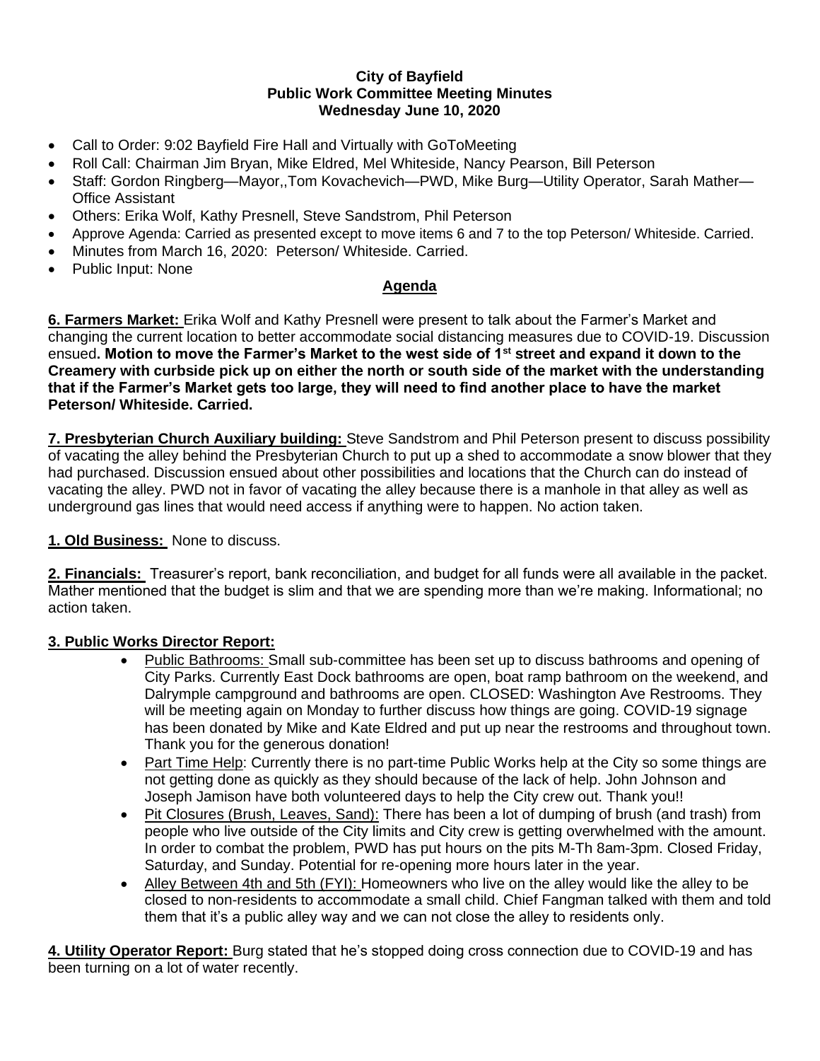**City of Bayfield**
**Public Work Committee Meeting Minutes**
**Wednesday June 10, 2020**

- Call to Order: 9:02 Bayfield Fire Hall and Virtually with GoToMeeting
- Roll Call: Chairman Jim Bryan, Mike Eldred, Mel Whiteside, Nancy Pearson, Bill Peterson
- Staff: Gordon Ringberg—Mayor,,Tom Kovachevich—PWD, Mike Burg—Utility Operator, Sarah Mather—Office Assistant
- Others: Erika Wolf, Kathy Presnell, Steve Sandstrom, Phil Peterson
- Approve Agenda: Carried as presented except to move items 6 and 7 to the top Peterson/ Whiteside. Carried.
- Minutes from March 16, 2020: Peterson/ Whiteside. Carried.
- Public Input: None

**Agenda**

**6. Farmers Market:** Erika Wolf and Kathy Presnell were present to talk about the Farmer's Market and changing the current location to better accommodate social distancing measures due to COVID-19. Discussion ensued**. Motion to move the Farmer's Market to the west side of 1st street and expand it down to the Creamery with curbside pick up on either the north or south side of the market with the understanding that if the Farmer's Market gets too large, they will need to find another place to have the market Peterson/ Whiteside. Carried.**

**7. Presbyterian Church Auxiliary building:** Steve Sandstrom and Phil Peterson present to discuss possibility of vacating the alley behind the Presbyterian Church to put up a shed to accommodate a snow blower that they had purchased. Discussion ensued about other possibilities and locations that the Church can do instead of vacating the alley. PWD not in favor of vacating the alley because there is a manhole in that alley as well as underground gas lines that would need access if anything were to happen. No action taken.

**1. Old Business:** None to discuss.

**2. Financials:** Treasurer's report, bank reconciliation, and budget for all funds were all available in the packet. Mather mentioned that the budget is slim and that we are spending more than we're making. Informational; no action taken.

**3. Public Works Director Report:**

- Public Bathrooms: Small sub-committee has been set up to discuss bathrooms and opening of City Parks. Currently East Dock bathrooms are open, boat ramp bathroom on the weekend, and Dalrymple campground and bathrooms are open. CLOSED: Washington Ave Restrooms. They will be meeting again on Monday to further discuss how things are going. COVID-19 signage has been donated by Mike and Kate Eldred and put up near the restrooms and throughout town. Thank you for the generous donation!
- Part Time Help: Currently there is no part-time Public Works help at the City so some things are not getting done as quickly as they should because of the lack of help. John Johnson and Joseph Jamison have both volunteered days to help the City crew out. Thank you!!
- Pit Closures (Brush, Leaves, Sand): There has been a lot of dumping of brush (and trash) from people who live outside of the City limits and City crew is getting overwhelmed with the amount. In order to combat the problem, PWD has put hours on the pits M-Th 8am-3pm. Closed Friday, Saturday, and Sunday. Potential for re-opening more hours later in the year.
- Alley Between 4th and 5th (FYI): Homeowners who live on the alley would like the alley to be closed to non-residents to accommodate a small child. Chief Fangman talked with them and told them that it's a public alley way and we can not close the alley to residents only.

**4. Utility Operator Report:** Burg stated that he's stopped doing cross connection due to COVID-19 and has been turning on a lot of water recently.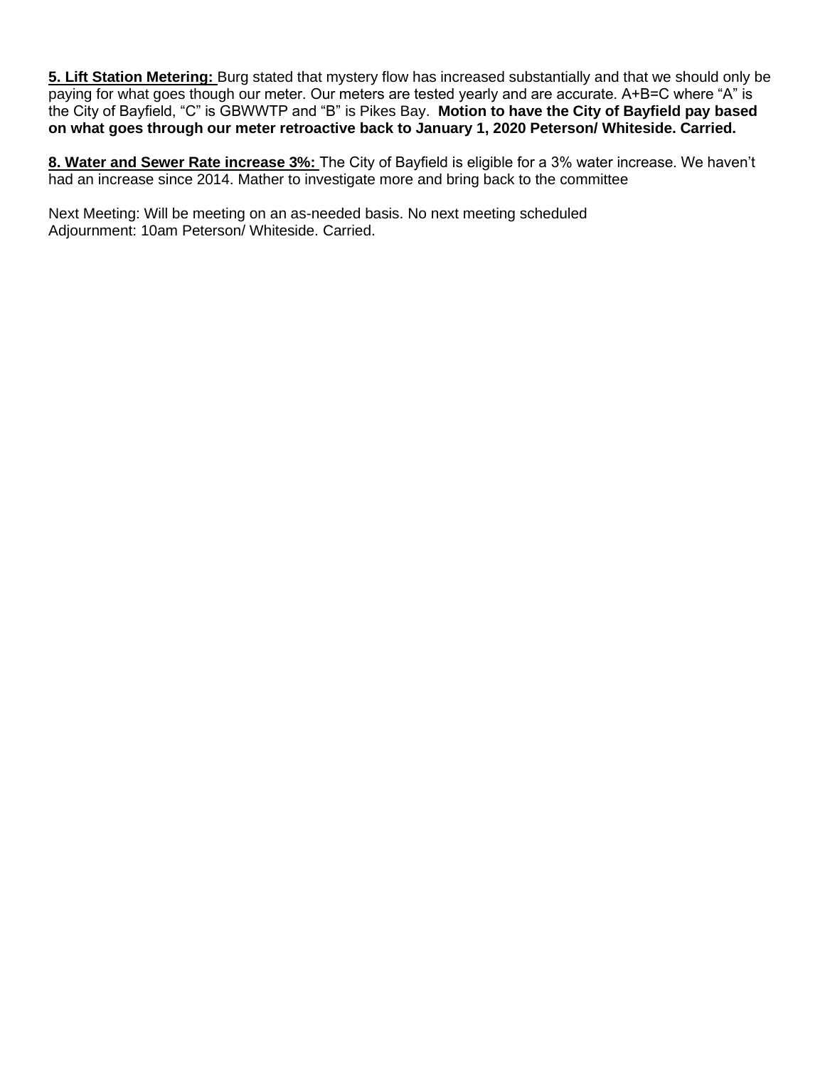**5. Lift Station Metering:** Burg stated that mystery flow has increased substantially and that we should only be paying for what goes though our meter. Our meters are tested yearly and are accurate. A+B=C where "A" is the City of Bayfield, "C" is GBWWTP and "B" is Pikes Bay. **Motion to have the City of Bayfield pay based on what goes through our meter retroactive back to January 1, 2020 Peterson/ Whiteside. Carried.**

**8. Water and Sewer Rate increase 3%:** The City of Bayfield is eligible for a 3% water increase. We haven't had an increase since 2014. Mather to investigate more and bring back to the committee

Next Meeting: Will be meeting on an as-needed basis. No next meeting scheduled
Adjournment: 10am Peterson/ Whiteside. Carried.